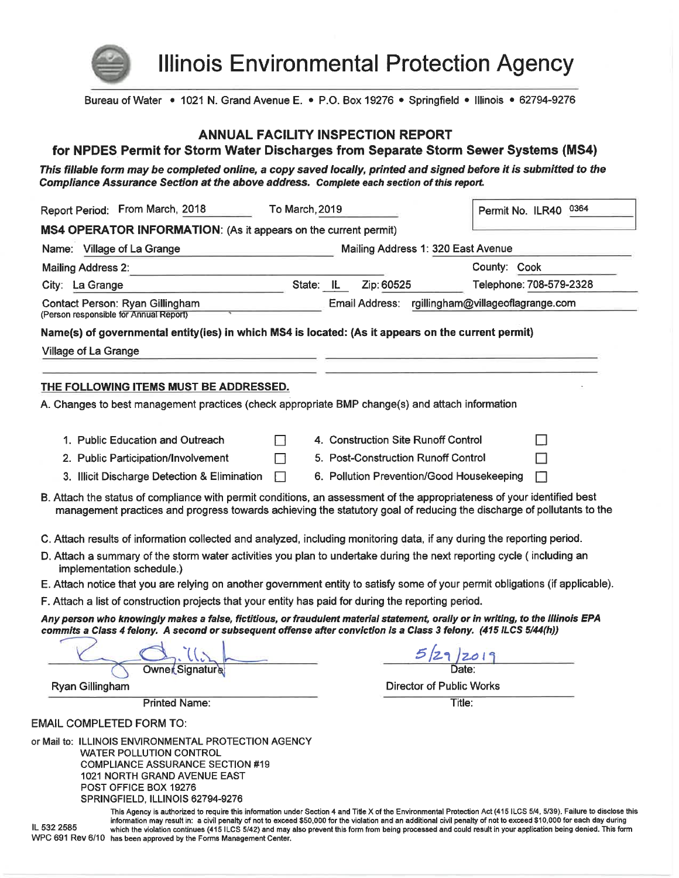# Illinois Environmental Protection Agency

Bureau of Water • 1021 N. Grand Avenue E. • P.O. Box 19276 • Springfield • Illinois • 62794-9276

## ANNUAL FACILITY INSPECTION REPORT
## for NPDES Permit for Storm Water Discharges from Separate Storm Sewer Systems (MS4)

***This fillable form may be completed online, a copy saved locally, printed and signed before it is submitted to the Compliance Assurance Section at the above address. Complete each section of this report.***

Report Period: From March, 2018 To March, 2019

Permit No. ILR40 0364

**MS4 OPERATOR INFORMATION**: (As it appears on the current permit)

Name: Village of La Grange

Mailing Address 1: 320 East Avenue

Mailing Address 2:

County: Cook

City: La Grange State: IL Zip: 60525

Telephone: 708-579-2328

Contact Person: Ryan Gillingham
(Person responsible for Annual Report)

Email Address: rgillingham@villageoflagrange.com

**Name(s) of governmental entity(ies) in which MS4 is located: (As it appears on the current permit)**

Village of La Grange

**THE FOLLOWING ITEMS MUST BE ADDRESSED.**

A. Changes to best management practices (check appropriate BMP change(s) and attach information

1. Public Education and Outreach ☐
2. Public Participation/Involvement ☐
3. Illicit Discharge Detection & Elimination ☐
4. Construction Site Runoff Control ☐
5. Post-Construction Runoff Control ☐
6. Pollution Prevention/Good Housekeeping ☐

B. Attach the status of compliance with permit conditions, an assessment of the appropriateness of your identified best management practices and progress towards achieving the statutory goal of reducing the discharge of pollutants to the

C. Attach results of information collected and analyzed, including monitoring data, if any during the reporting period.

D. Attach a summary of the storm water activities you plan to undertake during the next reporting cycle ( including an implementation schedule.)

E. Attach notice that you are relying on another government entity to satisfy some of your permit obligations (if applicable).

F. Attach a list of construction projects that your entity has paid for during the reporting period.

***Any person who knowingly makes a false, fictitious, or fraudulent material statement, orally or in writing, to the Illinois EPA commits a Class 4 felony. A second or subsequent offense after conviction is a Class 3 felony. (415 ILCS 5/44(h))***

Owner Signature: [signature]

Date: 5/29/2019

Printed Name: Ryan Gillingham

Title: Director of Public Works

EMAIL COMPLETED FORM TO:

or Mail to: ILLINOIS ENVIRONMENTAL PROTECTION AGENCY
WATER POLLUTION CONTROL
COMPLIANCE ASSURANCE SECTION #19
1021 NORTH GRAND AVENUE EAST
POST OFFICE BOX 19276
SPRINGFIELD, ILLINOIS 62794-9276

IL 532 2585
WPC 691 Rev 6/10

This Agency is authorized to require this information under Section 4 and Title X of the Environmental Protection Act (415 ILCS 5/4, 5/39). Failure to disclose this information may result in: a civil penalty of not to exceed $50,000 for the violation and an additional civil penalty of not to exceed $10,000 for each day during which the violation continues (415 ILCS 5/42) and may also prevent this form from being processed and could result in your application being denied. This form has been approved by the Forms Management Center.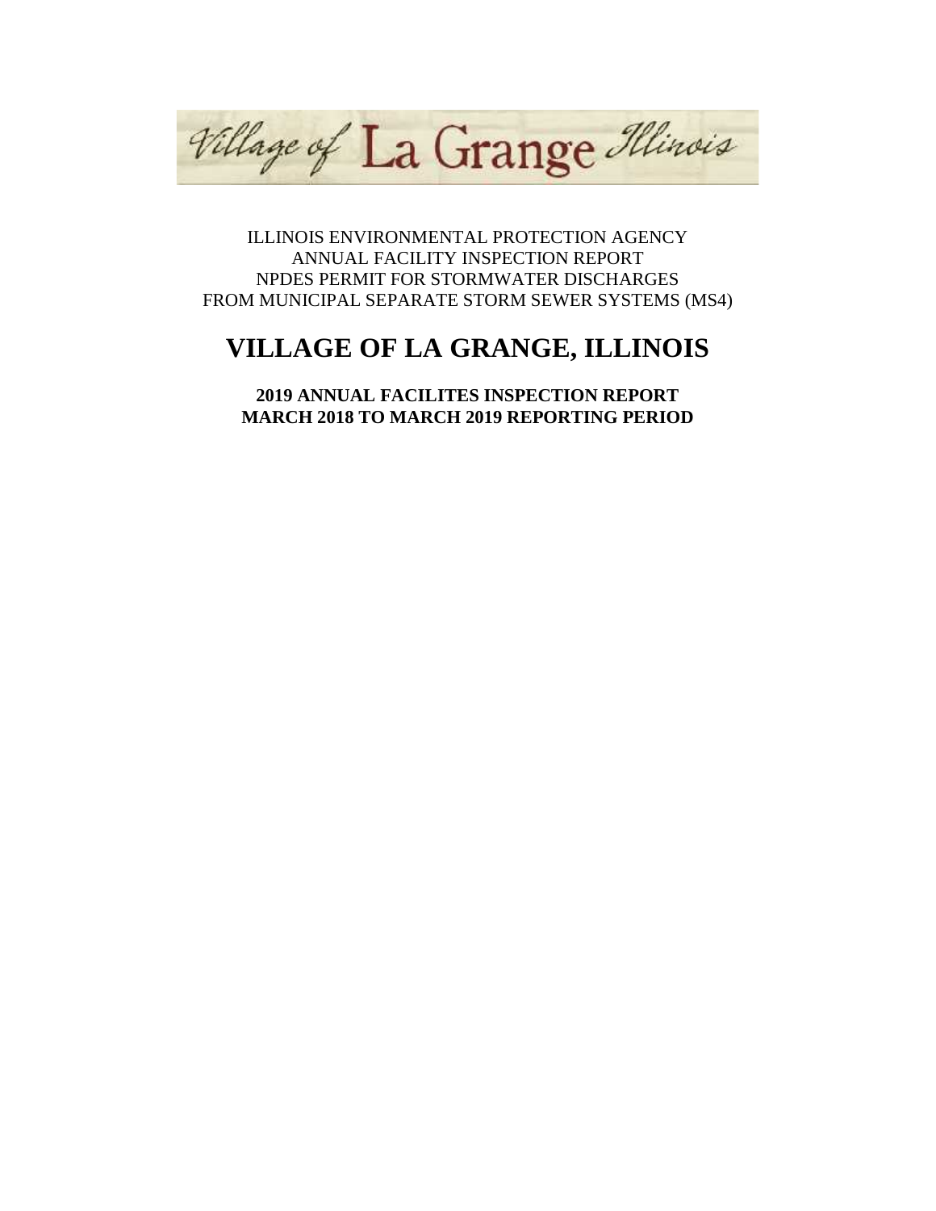Village of La Grange Illinois

ILLINOIS ENVIRONMENTAL PROTECTION AGENCY
ANNUAL FACILITY INSPECTION REPORT
NPDES PERMIT FOR STORMWATER DISCHARGES
FROM MUNICIPAL SEPARATE STORM SEWER SYSTEMS (MS4)

# VILLAGE OF LA GRANGE, ILLINOIS

**2019 ANNUAL FACILITES INSPECTION REPORT**
**MARCH 2018 TO MARCH 2019 REPORTING PERIOD**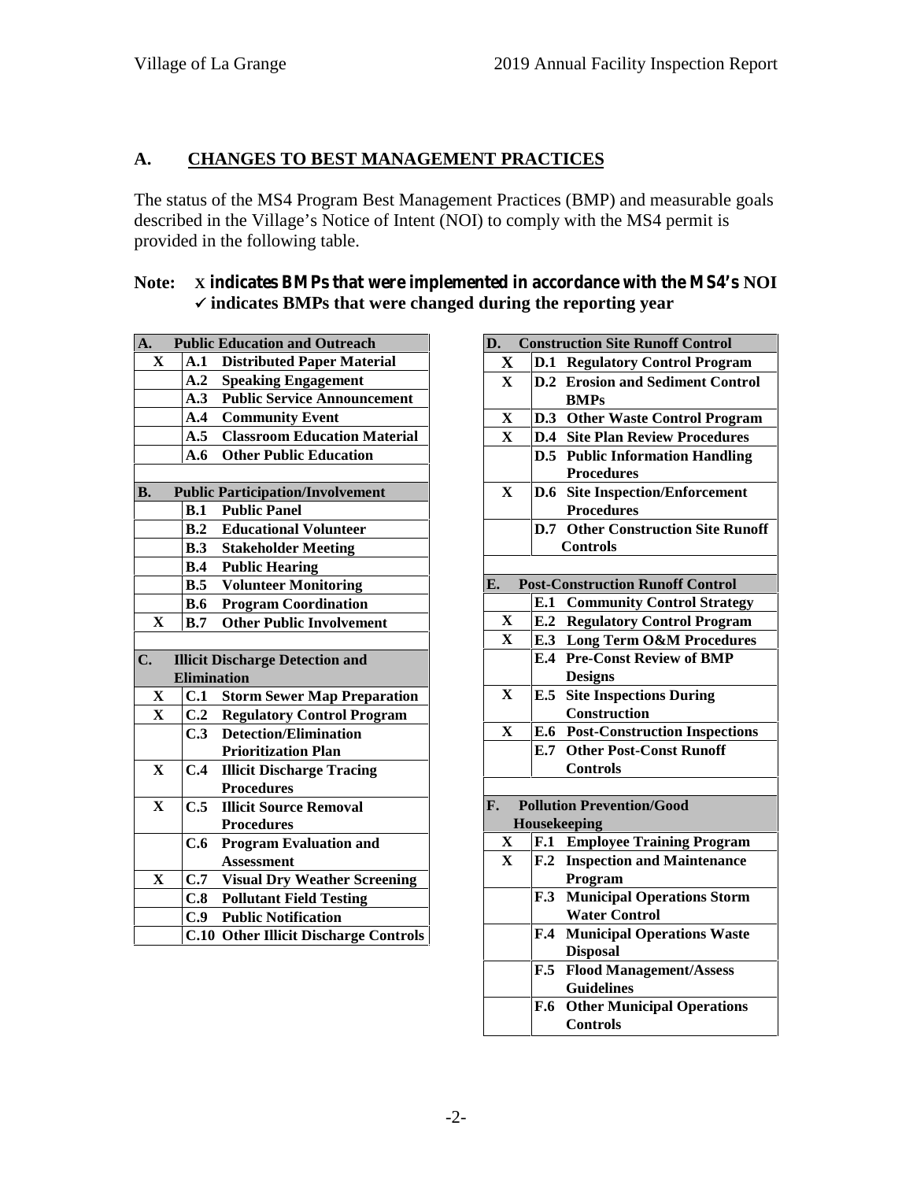## A. CHANGES TO BEST MANAGEMENT PRACTICES

The status of the MS4 Program Best Management Practices (BMP) and measurable goals described in the Village's Notice of Intent (NOI) to comply with the MS4 permit is provided in the following table.

**Note:** **X indicates BMPs that were implemented in accordance with the MS4's NOI**
**✓ indicates BMPs that were changed during the reporting year**

| | **A. Public Education and Outreach** | |
|---|---|---|
| X | **A.1** | **Distributed Paper Material** |
| | **A.2** | **Speaking Engagement** |
| | **A.3** | **Public Service Announcement** |
| | **A.4** | **Community Event** |
| | **A.5** | **Classroom Education Material** |
| | **A.6** | **Other Public Education** |

| | **B. Public Participation/Involvement** | |
|---|---|---|
| | **B.1** | **Public Panel** |
| | **B.2** | **Educational Volunteer** |
| | **B.3** | **Stakeholder Meeting** |
| | **B.4** | **Public Hearing** |
| | **B.5** | **Volunteer Monitoring** |
| | **B.6** | **Program Coordination** |
| X | **B.7** | **Other Public Involvement** |

| | **C. Illicit Discharge Detection and Elimination** | |
|---|---|---|
| X | **C.1** | **Storm Sewer Map Preparation** |
| X | **C.2** | **Regulatory Control Program** |
| | **C.3** | **Detection/Elimination Prioritization Plan** |
| X | **C.4** | **Illicit Discharge Tracing Procedures** |
| X | **C.5** | **Illicit Source Removal Procedures** |
| | **C.6** | **Program Evaluation and Assessment** |
| X | **C.7** | **Visual Dry Weather Screening** |
| | **C.8** | **Pollutant Field Testing** |
| | **C.9** | **Public Notification** |
| | **C.10** | **Other Illicit Discharge Controls** |

| | **D. Construction Site Runoff Control** | |
|---|---|---|
| X | **D.1** | **Regulatory Control Program** |
| X | **D.2** | **Erosion and Sediment Control BMPs** |
| X | **D.3** | **Other Waste Control Program** |
| X | **D.4** | **Site Plan Review Procedures** |
| | **D.5** | **Public Information Handling Procedures** |
| X | **D.6** | **Site Inspection/Enforcement Procedures** |
| | **D.7** | **Other Construction Site Runoff Controls** |

| | **E. Post-Construction Runoff Control** | |
|---|---|---|
| | **E.1** | **Community Control Strategy** |
| X | **E.2** | **Regulatory Control Program** |
| X | **E.3** | **Long Term O&M Procedures** |
| | **E.4** | **Pre-Const Review of BMP Designs** |
| X | **E.5** | **Site Inspections During Construction** |
| X | **E.6** | **Post-Construction Inspections** |
| | **E.7** | **Other Post-Const Runoff Controls** |

| | **F. Pollution Prevention/Good Housekeeping** | |
|---|---|---|
| X | **F.1** | **Employee Training Program** |
| X | **F.2** | **Inspection and Maintenance Program** |
| | **F.3** | **Municipal Operations Storm Water Control** |
| | **F.4** | **Municipal Operations Waste Disposal** |
| | **F.5** | **Flood Management/Assess Guidelines** |
| | **F.6** | **Other Municipal Operations Controls** |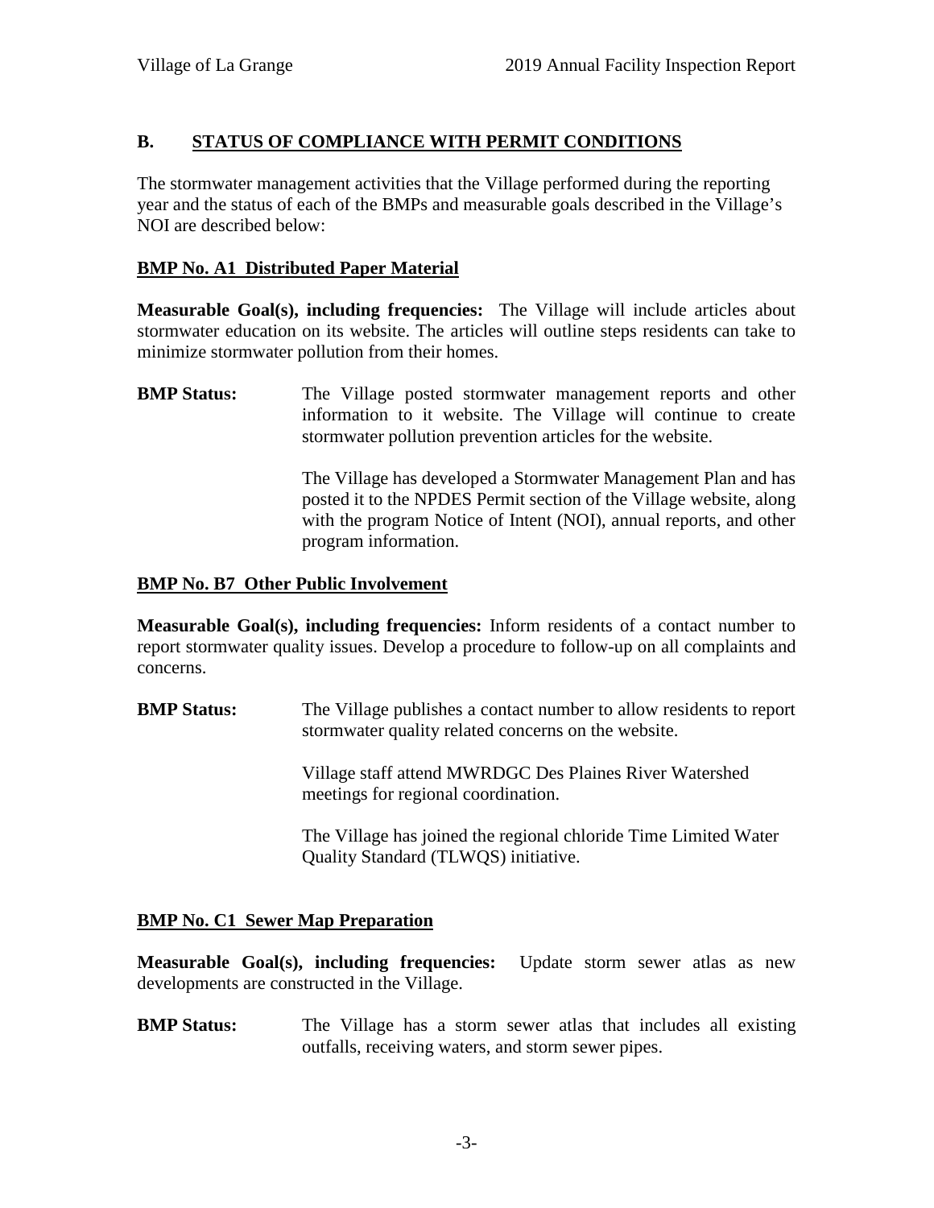## B. STATUS OF COMPLIANCE WITH PERMIT CONDITIONS

The stormwater management activities that the Village performed during the reporting year and the status of each of the BMPs and measurable goals described in the Village's NOI are described below:

### BMP No. A1 Distributed Paper Material

**Measurable Goal(s), including frequencies:** The Village will include articles about stormwater education on its website. The articles will outline steps residents can take to minimize stormwater pollution from their homes.

**BMP Status:** The Village posted stormwater management reports and other information to it website. The Village will continue to create stormwater pollution prevention articles for the website.

The Village has developed a Stormwater Management Plan and has posted it to the NPDES Permit section of the Village website, along with the program Notice of Intent (NOI), annual reports, and other program information.

### BMP No. B7 Other Public Involvement

**Measurable Goal(s), including frequencies:** Inform residents of a contact number to report stormwater quality issues. Develop a procedure to follow-up on all complaints and concerns.

**BMP Status:** The Village publishes a contact number to allow residents to report stormwater quality related concerns on the website.

Village staff attend MWRDGC Des Plaines River Watershed meetings for regional coordination.

The Village has joined the regional chloride Time Limited Water Quality Standard (TLWQS) initiative.

### BMP No. C1 Sewer Map Preparation

**Measurable Goal(s), including frequencies:** Update storm sewer atlas as new developments are constructed in the Village.

**BMP Status:** The Village has a storm sewer atlas that includes all existing outfalls, receiving waters, and storm sewer pipes.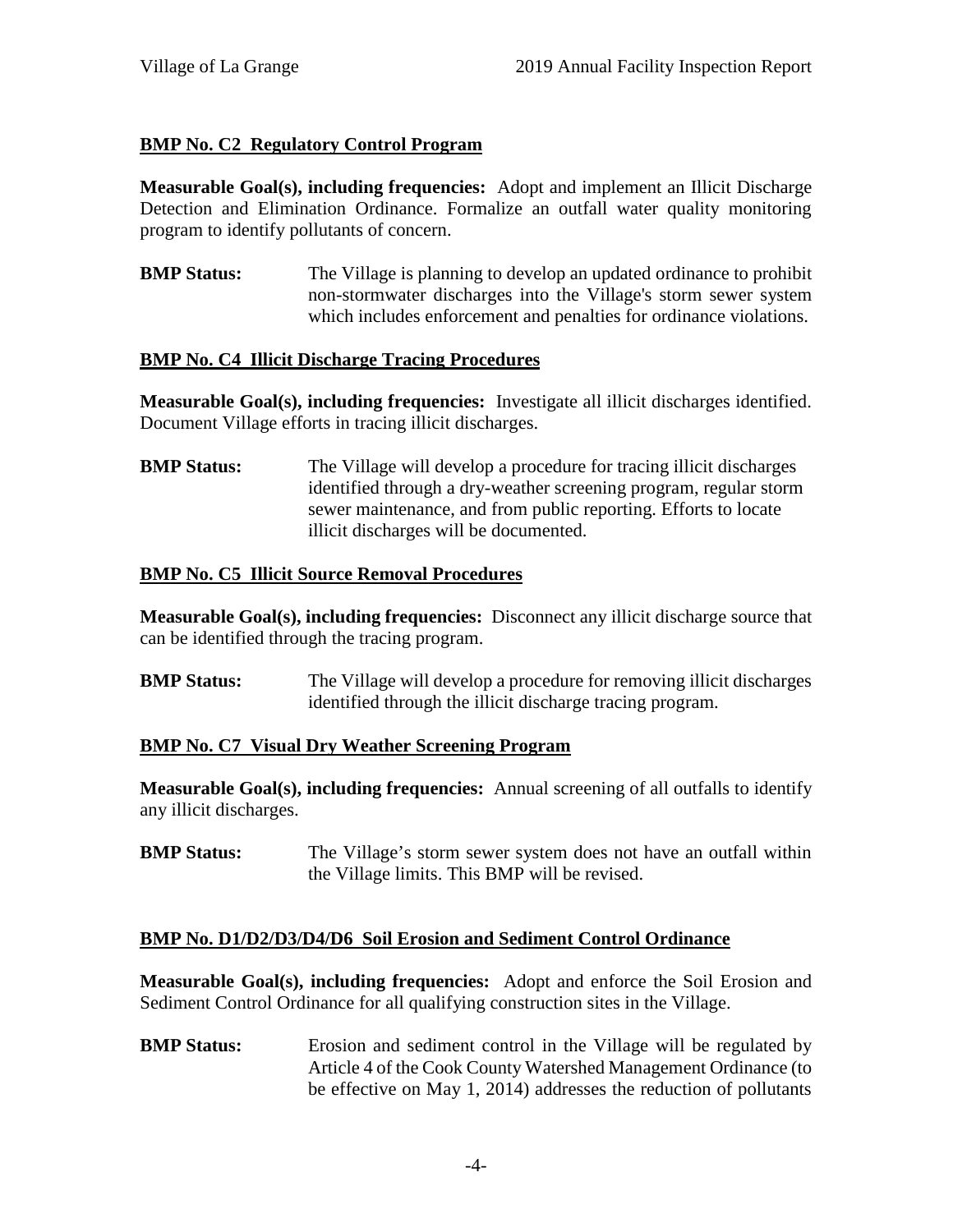**BMP No. C2 Regulatory Control Program**

**Measurable Goal(s), including frequencies:** Adopt and implement an Illicit Discharge Detection and Elimination Ordinance. Formalize an outfall water quality monitoring program to identify pollutants of concern.

**BMP Status:** The Village is planning to develop an updated ordinance to prohibit non-stormwater discharges into the Village's storm sewer system which includes enforcement and penalties for ordinance violations.

**BMP No. C4 Illicit Discharge Tracing Procedures**

**Measurable Goal(s), including frequencies:** Investigate all illicit discharges identified. Document Village efforts in tracing illicit discharges.

**BMP Status:** The Village will develop a procedure for tracing illicit discharges identified through a dry-weather screening program, regular storm sewer maintenance, and from public reporting. Efforts to locate illicit discharges will be documented.

**BMP No. C5 Illicit Source Removal Procedures**

**Measurable Goal(s), including frequencies:** Disconnect any illicit discharge source that can be identified through the tracing program.

**BMP Status:** The Village will develop a procedure for removing illicit discharges identified through the illicit discharge tracing program.

**BMP No. C7 Visual Dry Weather Screening Program**

**Measurable Goal(s), including frequencies:** Annual screening of all outfalls to identify any illicit discharges.

**BMP Status:** The Village's storm sewer system does not have an outfall within the Village limits. This BMP will be revised.

**BMP No. D1/D2/D3/D4/D6 Soil Erosion and Sediment Control Ordinance**

**Measurable Goal(s), including frequencies:** Adopt and enforce the Soil Erosion and Sediment Control Ordinance for all qualifying construction sites in the Village.

**BMP Status:** Erosion and sediment control in the Village will be regulated by Article 4 of the Cook County Watershed Management Ordinance (to be effective on May 1, 2014) addresses the reduction of pollutants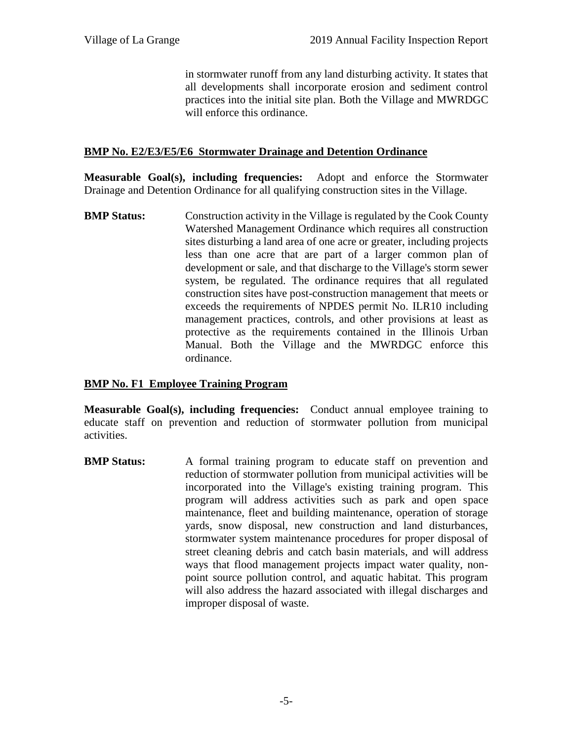in stormwater runoff from any land disturbing activity. It states that all developments shall incorporate erosion and sediment control practices into the initial site plan. Both the Village and MWRDGC will enforce this ordinance.

## BMP No. E2/E3/E5/E6 Stormwater Drainage and Detention Ordinance

**Measurable Goal(s), including frequencies:** Adopt and enforce the Stormwater Drainage and Detention Ordinance for all qualifying construction sites in the Village.

**BMP Status:** Construction activity in the Village is regulated by the Cook County Watershed Management Ordinance which requires all construction sites disturbing a land area of one acre or greater, including projects less than one acre that are part of a larger common plan of development or sale, and that discharge to the Village's storm sewer system, be regulated. The ordinance requires that all regulated construction sites have post-construction management that meets or exceeds the requirements of NPDES permit No. ILR10 including management practices, controls, and other provisions at least as protective as the requirements contained in the Illinois Urban Manual. Both the Village and the MWRDGC enforce this ordinance.

## BMP No. F1 Employee Training Program

**Measurable Goal(s), including frequencies:** Conduct annual employee training to educate staff on prevention and reduction of stormwater pollution from municipal activities.

**BMP Status:** A formal training program to educate staff on prevention and reduction of stormwater pollution from municipal activities will be incorporated into the Village's existing training program. This program will address activities such as park and open space maintenance, fleet and building maintenance, operation of storage yards, snow disposal, new construction and land disturbances, stormwater system maintenance procedures for proper disposal of street cleaning debris and catch basin materials, and will address ways that flood management projects impact water quality, non-point source pollution control, and aquatic habitat. This program will also address the hazard associated with illegal discharges and improper disposal of waste.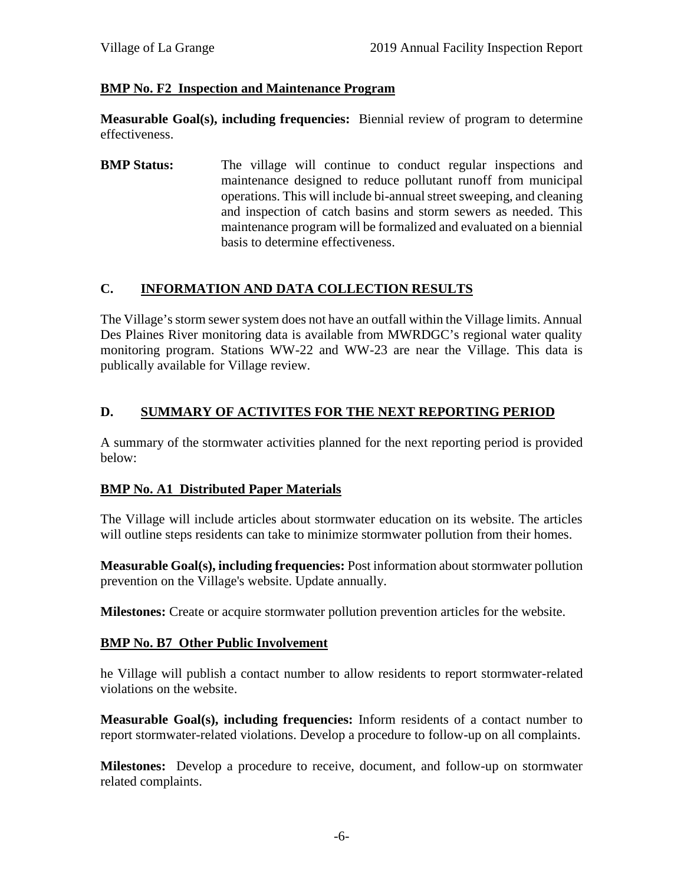**BMP No. F2 Inspection and Maintenance Program**

**Measurable Goal(s), including frequencies:** Biennial review of program to determine effectiveness.

**BMP Status:** The village will continue to conduct regular inspections and maintenance designed to reduce pollutant runoff from municipal operations. This will include bi-annual street sweeping, and cleaning and inspection of catch basins and storm sewers as needed. This maintenance program will be formalized and evaluated on a biennial basis to determine effectiveness.

## C. INFORMATION AND DATA COLLECTION RESULTS

The Village's storm sewer system does not have an outfall within the Village limits. Annual Des Plaines River monitoring data is available from MWRDGC's regional water quality monitoring program. Stations WW-22 and WW-23 are near the Village. This data is publically available for Village review.

## D. SUMMARY OF ACTIVITES FOR THE NEXT REPORTING PERIOD

A summary of the stormwater activities planned for the next reporting period is provided below:

**BMP No. A1 Distributed Paper Materials**

The Village will include articles about stormwater education on its website. The articles will outline steps residents can take to minimize stormwater pollution from their homes.

**Measurable Goal(s), including frequencies:** Post information about stormwater pollution prevention on the Village's website. Update annually.

**Milestones:** Create or acquire stormwater pollution prevention articles for the website.

**BMP No. B7 Other Public Involvement**

he Village will publish a contact number to allow residents to report stormwater-related violations on the website.

**Measurable Goal(s), including frequencies:** Inform residents of a contact number to report stormwater-related violations. Develop a procedure to follow-up on all complaints.

**Milestones:** Develop a procedure to receive, document, and follow-up on stormwater related complaints.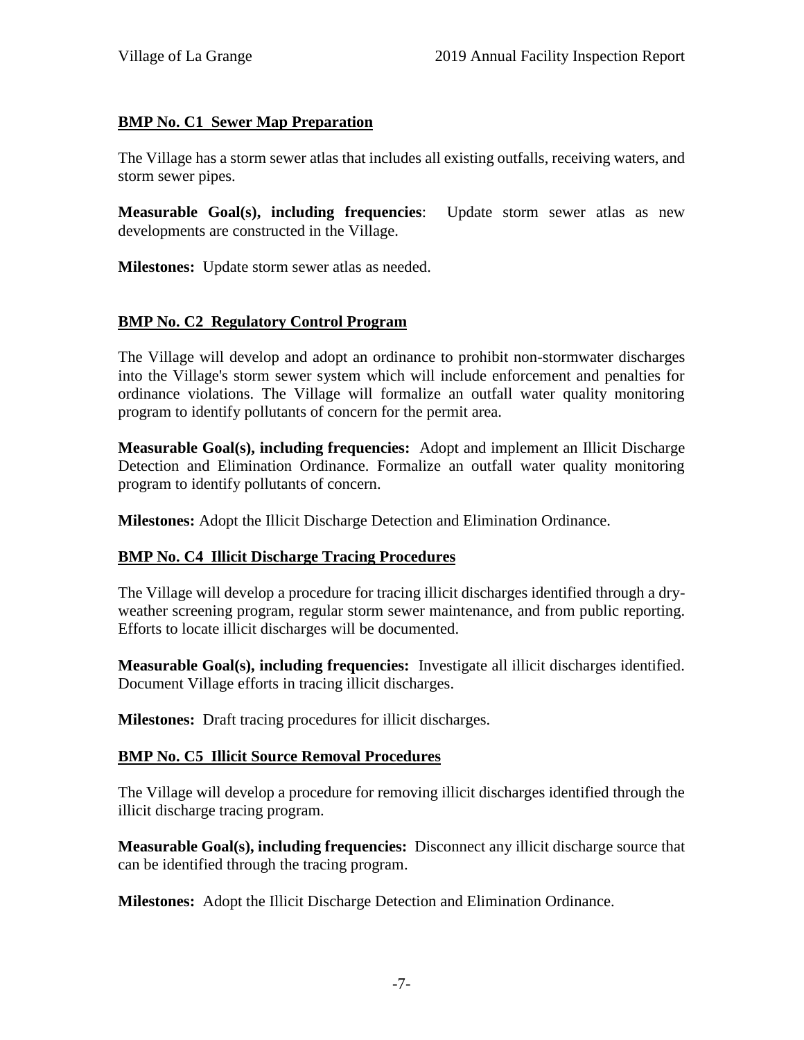**BMP No. C1 Sewer Map Preparation**

The Village has a storm sewer atlas that includes all existing outfalls, receiving waters, and storm sewer pipes.

**Measurable Goal(s), including frequencies**: Update storm sewer atlas as new developments are constructed in the Village.

**Milestones:** Update storm sewer atlas as needed.

**BMP No. C2 Regulatory Control Program**

The Village will develop and adopt an ordinance to prohibit non-stormwater discharges into the Village's storm sewer system which will include enforcement and penalties for ordinance violations. The Village will formalize an outfall water quality monitoring program to identify pollutants of concern for the permit area.

**Measurable Goal(s), including frequencies:** Adopt and implement an Illicit Discharge Detection and Elimination Ordinance. Formalize an outfall water quality monitoring program to identify pollutants of concern.

**Milestones:** Adopt the Illicit Discharge Detection and Elimination Ordinance.

**BMP No. C4 Illicit Discharge Tracing Procedures**

The Village will develop a procedure for tracing illicit discharges identified through a dry-weather screening program, regular storm sewer maintenance, and from public reporting. Efforts to locate illicit discharges will be documented.

**Measurable Goal(s), including frequencies:** Investigate all illicit discharges identified. Document Village efforts in tracing illicit discharges.

**Milestones:** Draft tracing procedures for illicit discharges.

**BMP No. C5 Illicit Source Removal Procedures**

The Village will develop a procedure for removing illicit discharges identified through the illicit discharge tracing program.

**Measurable Goal(s), including frequencies:** Disconnect any illicit discharge source that can be identified through the tracing program.

**Milestones:** Adopt the Illicit Discharge Detection and Elimination Ordinance.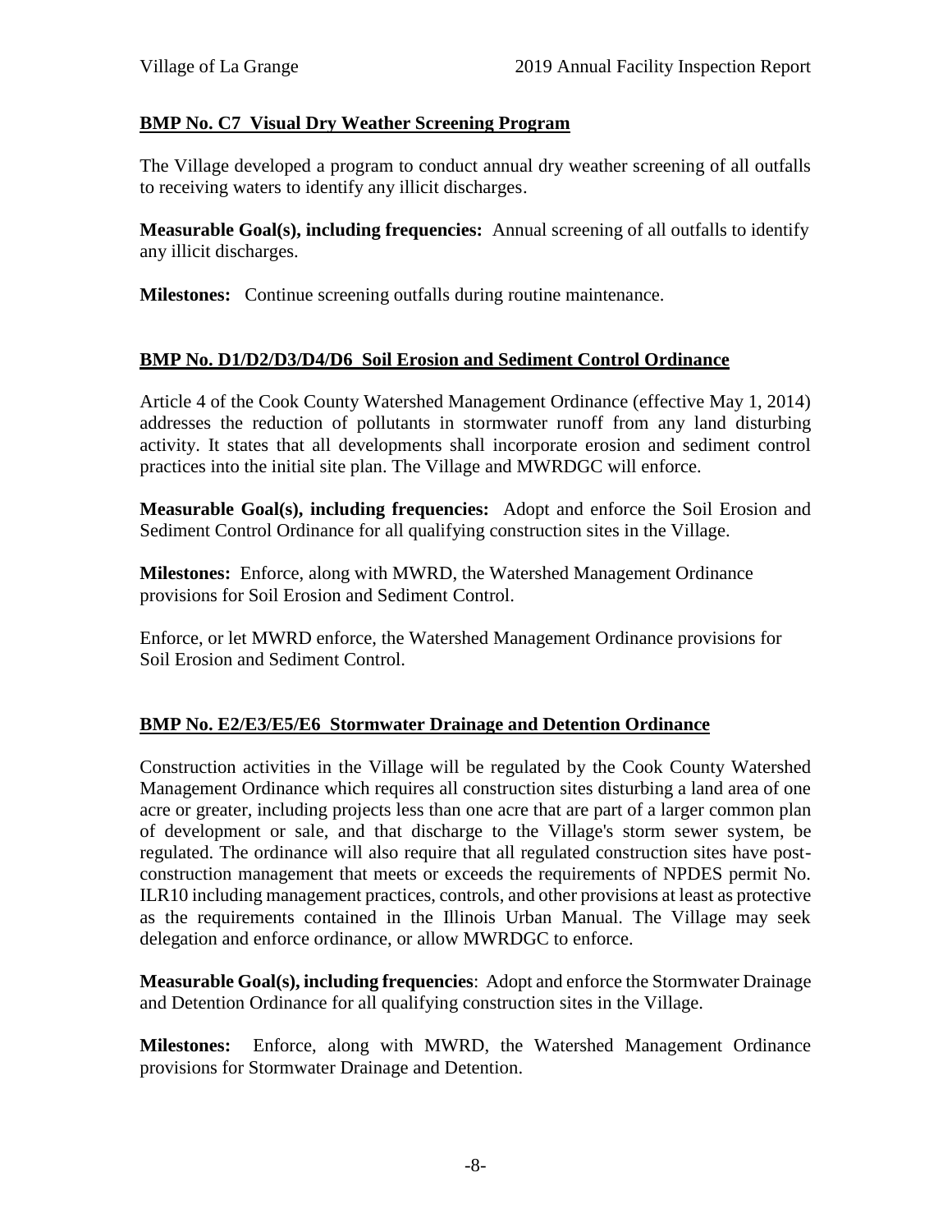## BMP No. C7 Visual Dry Weather Screening Program

The Village developed a program to conduct annual dry weather screening of all outfalls to receiving waters to identify any illicit discharges.

**Measurable Goal(s), including frequencies:** Annual screening of all outfalls to identify any illicit discharges.

**Milestones:** Continue screening outfalls during routine maintenance.

## BMP No. D1/D2/D3/D4/D6 Soil Erosion and Sediment Control Ordinance

Article 4 of the Cook County Watershed Management Ordinance (effective May 1, 2014) addresses the reduction of pollutants in stormwater runoff from any land disturbing activity. It states that all developments shall incorporate erosion and sediment control practices into the initial site plan. The Village and MWRDGC will enforce.

**Measurable Goal(s), including frequencies:** Adopt and enforce the Soil Erosion and Sediment Control Ordinance for all qualifying construction sites in the Village.

**Milestones:** Enforce, along with MWRD, the Watershed Management Ordinance provisions for Soil Erosion and Sediment Control.

Enforce, or let MWRD enforce, the Watershed Management Ordinance provisions for Soil Erosion and Sediment Control.

## BMP No. E2/E3/E5/E6 Stormwater Drainage and Detention Ordinance

Construction activities in the Village will be regulated by the Cook County Watershed Management Ordinance which requires all construction sites disturbing a land area of one acre or greater, including projects less than one acre that are part of a larger common plan of development or sale, and that discharge to the Village's storm sewer system, be regulated. The ordinance will also require that all regulated construction sites have post-construction management that meets or exceeds the requirements of NPDES permit No. ILR10 including management practices, controls, and other provisions at least as protective as the requirements contained in the Illinois Urban Manual. The Village may seek delegation and enforce ordinance, or allow MWRDGC to enforce.

**Measurable Goal(s), including frequencies**: Adopt and enforce the Stormwater Drainage and Detention Ordinance for all qualifying construction sites in the Village.

**Milestones:** Enforce, along with MWRD, the Watershed Management Ordinance provisions for Stormwater Drainage and Detention.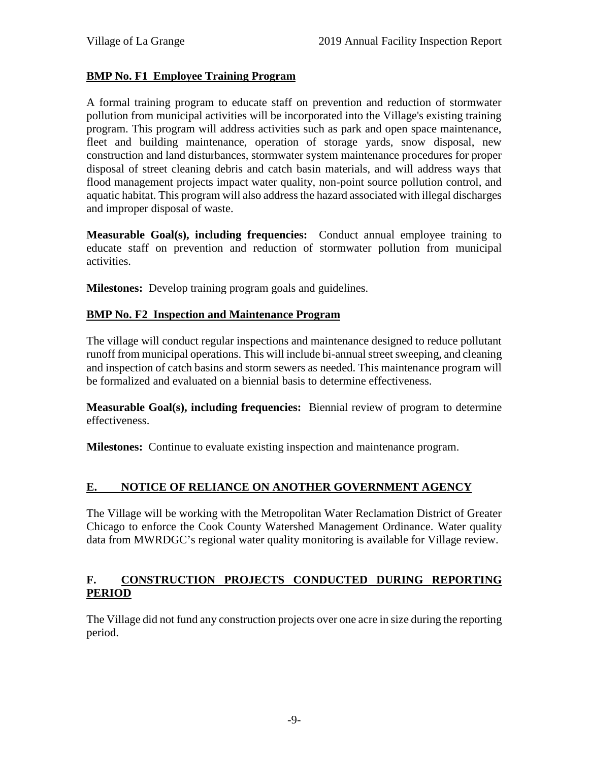### BMP No. F1 Employee Training Program

A formal training program to educate staff on prevention and reduction of stormwater pollution from municipal activities will be incorporated into the Village's existing training program. This program will address activities such as park and open space maintenance, fleet and building maintenance, operation of storage yards, snow disposal, new construction and land disturbances, stormwater system maintenance procedures for proper disposal of street cleaning debris and catch basin materials, and will address ways that flood management projects impact water quality, non-point source pollution control, and aquatic habitat. This program will also address the hazard associated with illegal discharges and improper disposal of waste.

**Measurable Goal(s), including frequencies:** Conduct annual employee training to educate staff on prevention and reduction of stormwater pollution from municipal activities.

**Milestones:** Develop training program goals and guidelines.

### BMP No. F2 Inspection and Maintenance Program

The village will conduct regular inspections and maintenance designed to reduce pollutant runoff from municipal operations. This will include bi-annual street sweeping, and cleaning and inspection of catch basins and storm sewers as needed. This maintenance program will be formalized and evaluated on a biennial basis to determine effectiveness.

**Measurable Goal(s), including frequencies:** Biennial review of program to determine effectiveness.

**Milestones:** Continue to evaluate existing inspection and maintenance program.

## E. NOTICE OF RELIANCE ON ANOTHER GOVERNMENT AGENCY

The Village will be working with the Metropolitan Water Reclamation District of Greater Chicago to enforce the Cook County Watershed Management Ordinance. Water quality data from MWRDGC's regional water quality monitoring is available for Village review.

## F. CONSTRUCTION PROJECTS CONDUCTED DURING REPORTING PERIOD

The Village did not fund any construction projects over one acre in size during the reporting period.